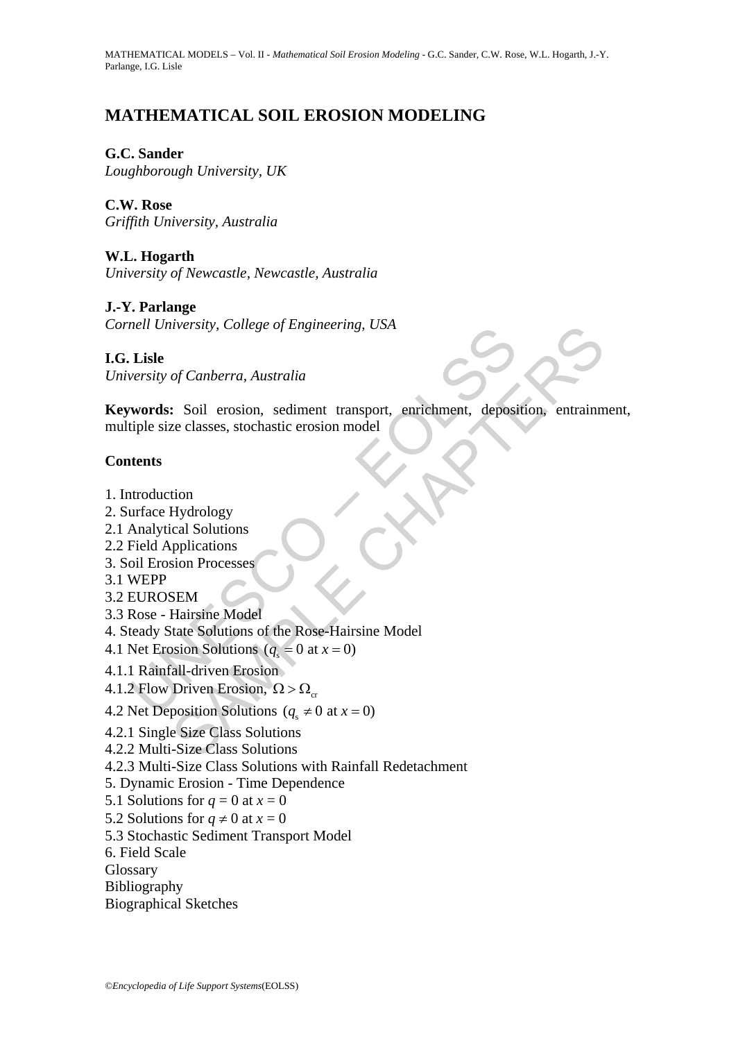# MATHEMATICAL SOIL EROSION MODELING

**G.C. Sander**
*Loughborough University, UK*

**C.W. Rose**
*Griffith University, Australia*

**W.L. Hogarth**
*University of Newcastle, Newcastle, Australia*

**J.-Y. Parlange**
*Cornell University, College of Engineering, USA*

**I.G. Lisle**
*University of Canberra, Australia*

**Keywords:** Soil erosion, sediment transport, enrichment, deposition, entrainment, multiple size classes, stochastic erosion model

## Contents

1. Introduction
2. Surface Hydrology
2.1 Analytical Solutions
2.2 Field Applications
3. Soil Erosion Processes
3.1 WEPP
3.2 EUROSEM
3.3 Rose - Hairsine Model
4. Steady State Solutions of the Rose-Hairsine Model
4.1 Net Erosion Solutions ($q_s = 0$ at $x = 0$)
4.1.1 Rainfall-driven Erosion
4.1.2 Flow Driven Erosion, $\Omega > \Omega_{cr}$
4.2 Net Deposition Solutions ($q_s \neq 0$ at $x = 0$)
4.2.1 Single Size Class Solutions
4.2.2 Multi-Size Class Solutions
4.2.3 Multi-Size Class Solutions with Rainfall Redetachment
5. Dynamic Erosion - Time Dependence
5.1 Solutions for $q = 0$ at $x = 0$
5.2 Solutions for $q \neq 0$ at $x = 0$
5.3 Stochastic Sediment Transport Model
6. Field Scale
Glossary
Bibliography
Biographical Sketches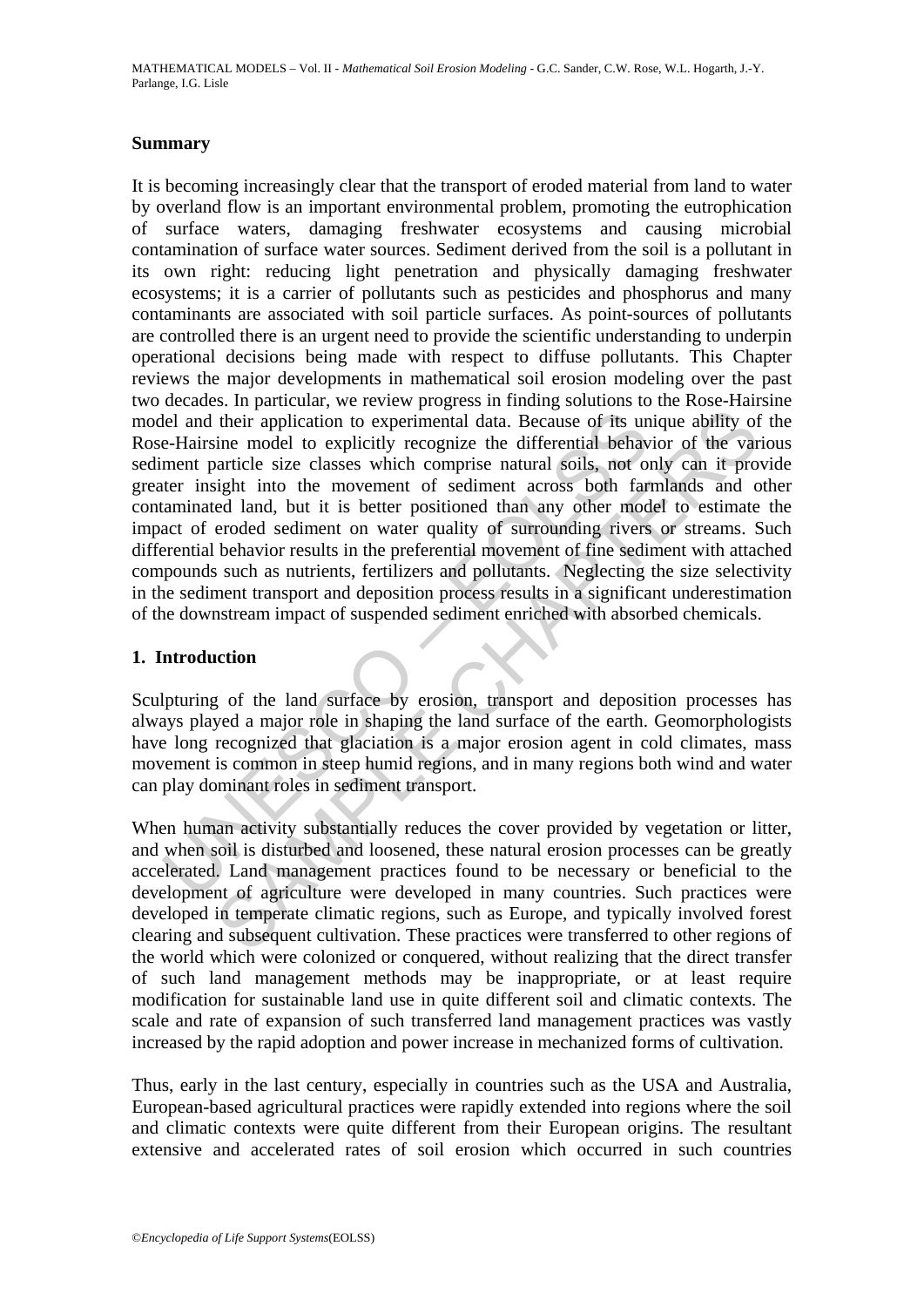## Summary

It is becoming increasingly clear that the transport of eroded material from land to water by overland flow is an important environmental problem, promoting the eutrophication of surface waters, damaging freshwater ecosystems and causing microbial contamination of surface water sources. Sediment derived from the soil is a pollutant in its own right: reducing light penetration and physically damaging freshwater ecosystems; it is a carrier of pollutants such as pesticides and phosphorus and many contaminants are associated with soil particle surfaces. As point-sources of pollutants are controlled there is an urgent need to provide the scientific understanding to underpin operational decisions being made with respect to diffuse pollutants. This Chapter reviews the major developments in mathematical soil erosion modeling over the past two decades. In particular, we review progress in finding solutions to the Rose-Hairsine model and their application to experimental data. Because of its unique ability of the Rose-Hairsine model to explicitly recognize the differential behavior of the various sediment particle size classes which comprise natural soils, not only can it provide greater insight into the movement of sediment across both farmlands and other contaminated land, but it is better positioned than any other model to estimate the impact of eroded sediment on water quality of surrounding rivers or streams. Such differential behavior results in the preferential movement of fine sediment with attached compounds such as nutrients, fertilizers and pollutants. Neglecting the size selectivity in the sediment transport and deposition process results in a significant underestimation of the downstream impact of suspended sediment enriched with absorbed chemicals.

## 1. Introduction

Sculpturing of the land surface by erosion, transport and deposition processes has always played a major role in shaping the land surface of the earth. Geomorphologists have long recognized that glaciation is a major erosion agent in cold climates, mass movement is common in steep humid regions, and in many regions both wind and water can play dominant roles in sediment transport.

When human activity substantially reduces the cover provided by vegetation or litter, and when soil is disturbed and loosened, these natural erosion processes can be greatly accelerated. Land management practices found to be necessary or beneficial to the development of agriculture were developed in many countries. Such practices were developed in temperate climatic regions, such as Europe, and typically involved forest clearing and subsequent cultivation. These practices were transferred to other regions of the world which were colonized or conquered, without realizing that the direct transfer of such land management methods may be inappropriate, or at least require modification for sustainable land use in quite different soil and climatic contexts. The scale and rate of expansion of such transferred land management practices was vastly increased by the rapid adoption and power increase in mechanized forms of cultivation.

Thus, early in the last century, especially in countries such as the USA and Australia, European-based agricultural practices were rapidly extended into regions where the soil and climatic contexts were quite different from their European origins. The resultant extensive and accelerated rates of soil erosion which occurred in such countries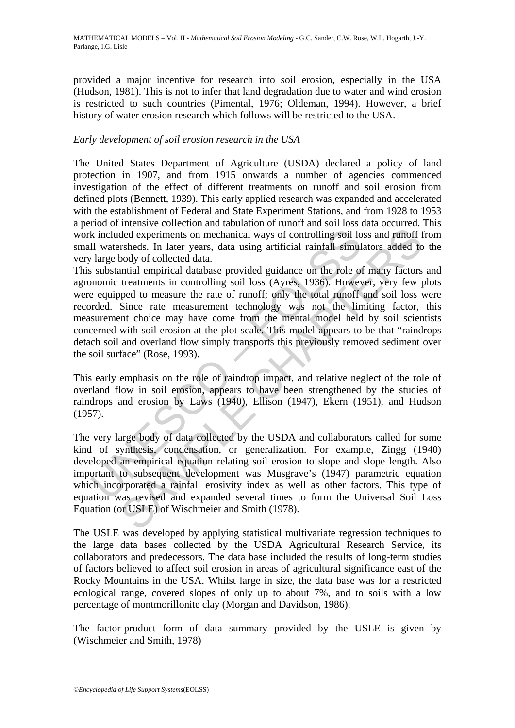provided a major incentive for research into soil erosion, especially in the USA (Hudson, 1981). This is not to infer that land degradation due to water and wind erosion is restricted to such countries (Pimental, 1976; Oldeman, 1994). However, a brief history of water erosion research which follows will be restricted to the USA.

*Early development of soil erosion research in the USA*

The United States Department of Agriculture (USDA) declared a policy of land protection in 1907, and from 1915 onwards a number of agencies commenced investigation of the effect of different treatments on runoff and soil erosion from defined plots (Bennett, 1939). This early applied research was expanded and accelerated with the establishment of Federal and State Experiment Stations, and from 1928 to 1953 a period of intensive collection and tabulation of runoff and soil loss data occurred. This work included experiments on mechanical ways of controlling soil loss and runoff from small watersheds. In later years, data using artificial rainfall simulators added to the very large body of collected data.

This substantial empirical database provided guidance on the role of many factors and agronomic treatments in controlling soil loss (Ayres, 1936). However, very few plots were equipped to measure the rate of runoff; only the total runoff and soil loss were recorded. Since rate measurement technology was not the limiting factor, this measurement choice may have come from the mental model held by soil scientists concerned with soil erosion at the plot scale. This model appears to be that "raindrops detach soil and overland flow simply transports this previously removed sediment over the soil surface" (Rose, 1993).

This early emphasis on the role of raindrop impact, and relative neglect of the role of overland flow in soil erosion, appears to have been strengthened by the studies of raindrops and erosion by Laws (1940), Ellison (1947), Ekern (1951), and Hudson (1957).

The very large body of data collected by the USDA and collaborators called for some kind of synthesis, condensation, or generalization. For example, Zingg (1940) developed an empirical equation relating soil erosion to slope and slope length. Also important to subsequent development was Musgrave's (1947) parametric equation which incorporated a rainfall erosivity index as well as other factors. This type of equation was revised and expanded several times to form the Universal Soil Loss Equation (or USLE) of Wischmeier and Smith (1978).

The USLE was developed by applying statistical multivariate regression techniques to the large data bases collected by the USDA Agricultural Research Service, its collaborators and predecessors. The data base included the results of long-term studies of factors believed to affect soil erosion in areas of agricultural significance east of the Rocky Mountains in the USA. Whilst large in size, the data base was for a restricted ecological range, covered slopes of only up to about 7%, and to soils with a low percentage of montmorillonite clay (Morgan and Davidson, 1986).

The factor-product form of data summary provided by the USLE is given by (Wischmeier and Smith, 1978)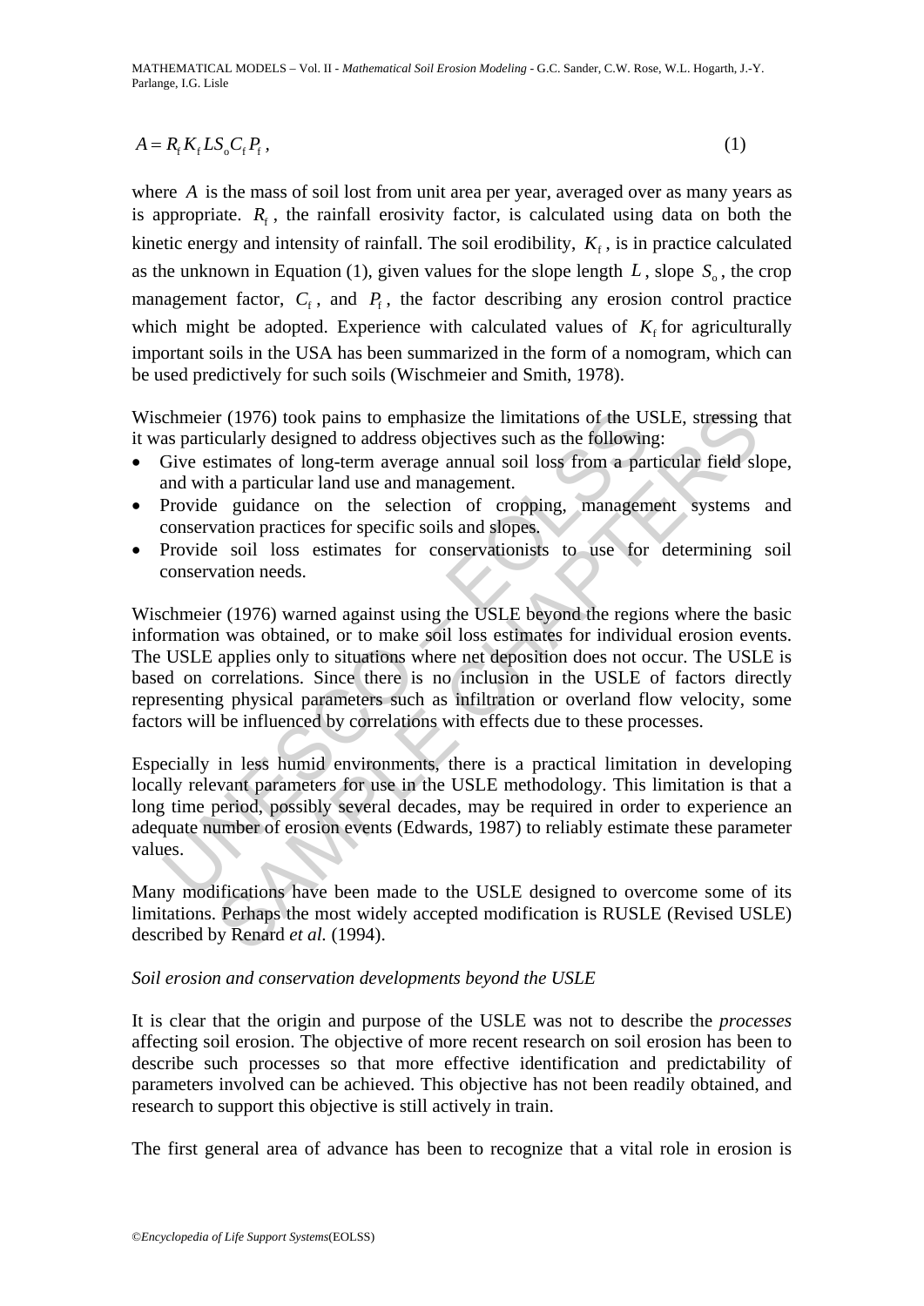$$A = R_{\mathrm{f}} K_{\mathrm{f}} L S_{\mathrm{o}} C_{\mathrm{f}} P_{\mathrm{f}}\,, \tag{1}$$

where $A$ is the mass of soil lost from unit area per year, averaged over as many years as is appropriate. $R_{\mathrm{f}}$, the rainfall erosivity factor, is calculated using data on both the kinetic energy and intensity of rainfall. The soil erodibility, $K_{\mathrm{f}}$, is in practice calculated as the unknown in Equation (1), given values for the slope length $L$, slope $S_{\mathrm{o}}$, the crop management factor, $C_{\mathrm{f}}$, and $P_{\mathrm{f}}$, the factor describing any erosion control practice which might be adopted. Experience with calculated values of $K_{\mathrm{f}}$ for agriculturally important soils in the USA has been summarized in the form of a nomogram, which can be used predictively for such soils (Wischmeier and Smith, 1978).

Wischmeier (1976) took pains to emphasize the limitations of the USLE, stressing that it was particularly designed to address objectives such as the following:

- Give estimates of long-term average annual soil loss from a particular field slope, and with a particular land use and management.
- Provide guidance on the selection of cropping, management systems and conservation practices for specific soils and slopes.
- Provide soil loss estimates for conservationists to use for determining soil conservation needs.

Wischmeier (1976) warned against using the USLE beyond the regions where the basic information was obtained, or to make soil loss estimates for individual erosion events. The USLE applies only to situations where net deposition does not occur. The USLE is based on correlations. Since there is no inclusion in the USLE of factors directly representing physical parameters such as infiltration or overland flow velocity, some factors will be influenced by correlations with effects due to these processes.

Especially in less humid environments, there is a practical limitation in developing locally relevant parameters for use in the USLE methodology. This limitation is that a long time period, possibly several decades, may be required in order to experience an adequate number of erosion events (Edwards, 1987) to reliably estimate these parameter values.

Many modifications have been made to the USLE designed to overcome some of its limitations. Perhaps the most widely accepted modification is RUSLE (Revised USLE) described by Renard *et al.* (1994).

*Soil erosion and conservation developments beyond the USLE*

It is clear that the origin and purpose of the USLE was not to describe the *processes* affecting soil erosion. The objective of more recent research on soil erosion has been to describe such processes so that more effective identification and predictability of parameters involved can be achieved. This objective has not been readily obtained, and research to support this objective is still actively in train.

The first general area of advance has been to recognize that a vital role in erosion is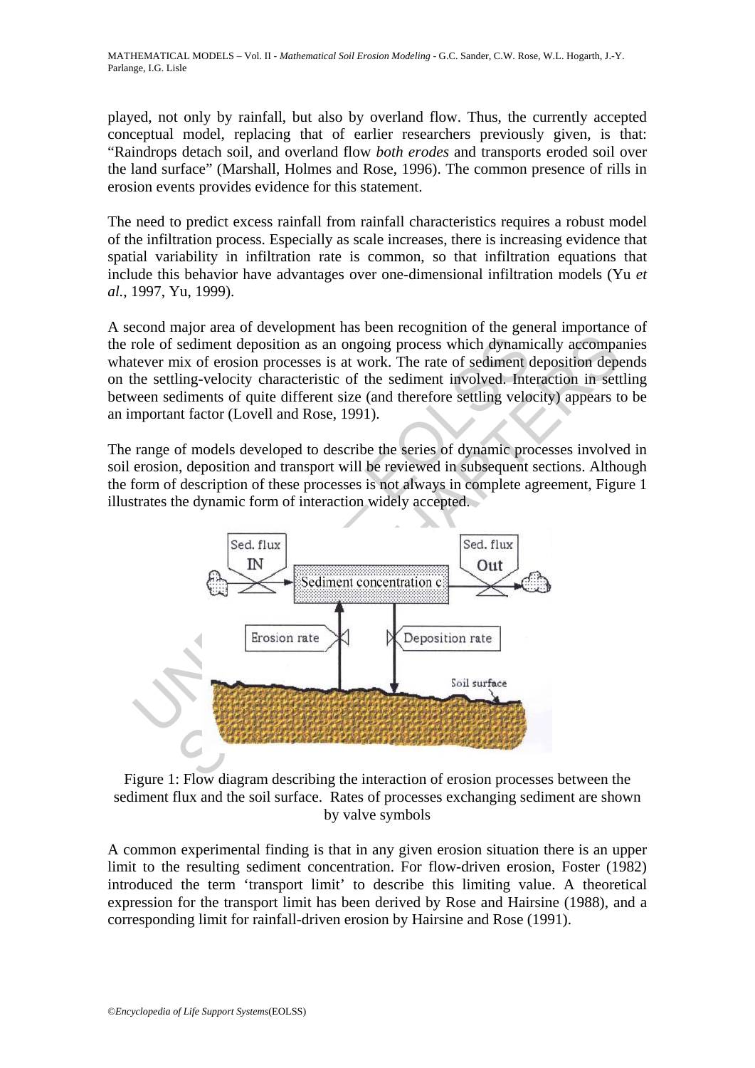played, not only by rainfall, but also by overland flow. Thus, the currently accepted conceptual model, replacing that of earlier researchers previously given, is that: "Raindrops detach soil, and overland flow *both erodes* and transports eroded soil over the land surface" (Marshall, Holmes and Rose, 1996). The common presence of rills in erosion events provides evidence for this statement.

The need to predict excess rainfall from rainfall characteristics requires a robust model of the infiltration process. Especially as scale increases, there is increasing evidence that spatial variability in infiltration rate is common, so that infiltration equations that include this behavior have advantages over one-dimensional infiltration models (Yu *et al.*, 1997, Yu, 1999).

A second major area of development has been recognition of the general importance of the role of sediment deposition as an ongoing process which dynamically accompanies whatever mix of erosion processes is at work. The rate of sediment deposition depends on the settling-velocity characteristic of the sediment involved. Interaction in settling between sediments of quite different size (and therefore settling velocity) appears to be an important factor (Lovell and Rose, 1991).

The range of models developed to describe the series of dynamic processes involved in soil erosion, deposition and transport will be reviewed in subsequent sections. Although the form of description of these processes is not always in complete agreement, Figure 1 illustrates the dynamic form of interaction widely accepted.

Figure 1: Flow diagram describing the interaction of erosion processes between the sediment flux and the soil surface. Rates of processes exchanging sediment are shown by valve symbols

A common experimental finding is that in any given erosion situation there is an upper limit to the resulting sediment concentration. For flow-driven erosion, Foster (1982) introduced the term 'transport limit' to describe this limiting value. A theoretical expression for the transport limit has been derived by Rose and Hairsine (1988), and a corresponding limit for rainfall-driven erosion by Hairsine and Rose (1991).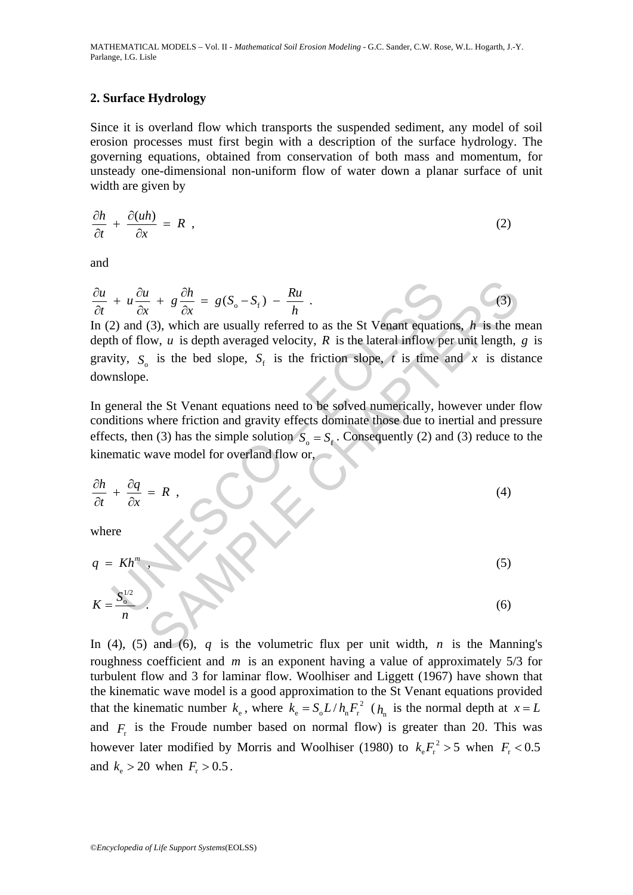## 2. Surface Hydrology

Since it is overland flow which transports the suspended sediment, any model of soil erosion processes must first begin with a description of the surface hydrology. The governing equations, obtained from conservation of both mass and momentum, for unsteady one-dimensional non-uniform flow of water down a planar surface of unit width are given by

$$\frac{\partial h}{\partial t} + \frac{\partial (uh)}{\partial x} = R \ , \tag{2}$$

and

$$\frac{\partial u}{\partial t} + u\frac{\partial u}{\partial x} + g\frac{\partial h}{\partial x} = g(S_{\text{o}} - S_{\text{f}}) - \frac{Ru}{h} \ . \tag{3}$$

In (2) and (3), which are usually referred to as the St Venant equations, $h$ is the mean depth of flow, $u$ is depth averaged velocity, $R$ is the lateral inflow per unit length, $g$ is gravity, $S_{\text{o}}$ is the bed slope, $S_{\text{f}}$ is the friction slope, $t$ is time and $x$ is distance downslope.

In general the St Venant equations need to be solved numerically, however under flow conditions where friction and gravity effects dominate those due to inertial and pressure effects, then (3) has the simple solution $S_{\text{o}} = S_{\text{f}}$. Consequently (2) and (3) reduce to the kinematic wave model for overland flow or,

$$\frac{\partial h}{\partial t} + \frac{\partial q}{\partial x} = R \ , \tag{4}$$

where

$$q = Kh^{m} \ , \tag{5}$$

$$K = \frac{S_{\text{o}}^{1/2}}{n} \ . \tag{6}$$

In (4), (5) and (6), $q$ is the volumetric flux per unit width, $n$ is the Manning's roughness coefficient and $m$ is an exponent having a value of approximately 5/3 for turbulent flow and 3 for laminar flow. Woolhiser and Liggett (1967) have shown that the kinematic wave model is a good approximation to the St Venant equations provided that the kinematic number $k_{\text{e}}$, where $k_{\text{e}} = S_{\text{o}}L / h_{\text{n}}F_{\text{r}}^{2}$ ($h_{\text{n}}$ is the normal depth at $x = L$ and $F_{\text{r}}$ is the Froude number based on normal flow) is greater than 20. This was however later modified by Morris and Woolhiser (1980) to $k_{\text{e}}F_{\text{r}}^{2} > 5$ when $F_{\text{r}} < 0.5$ and $k_{\text{e}} > 20$ when $F_{\text{r}} > 0.5$.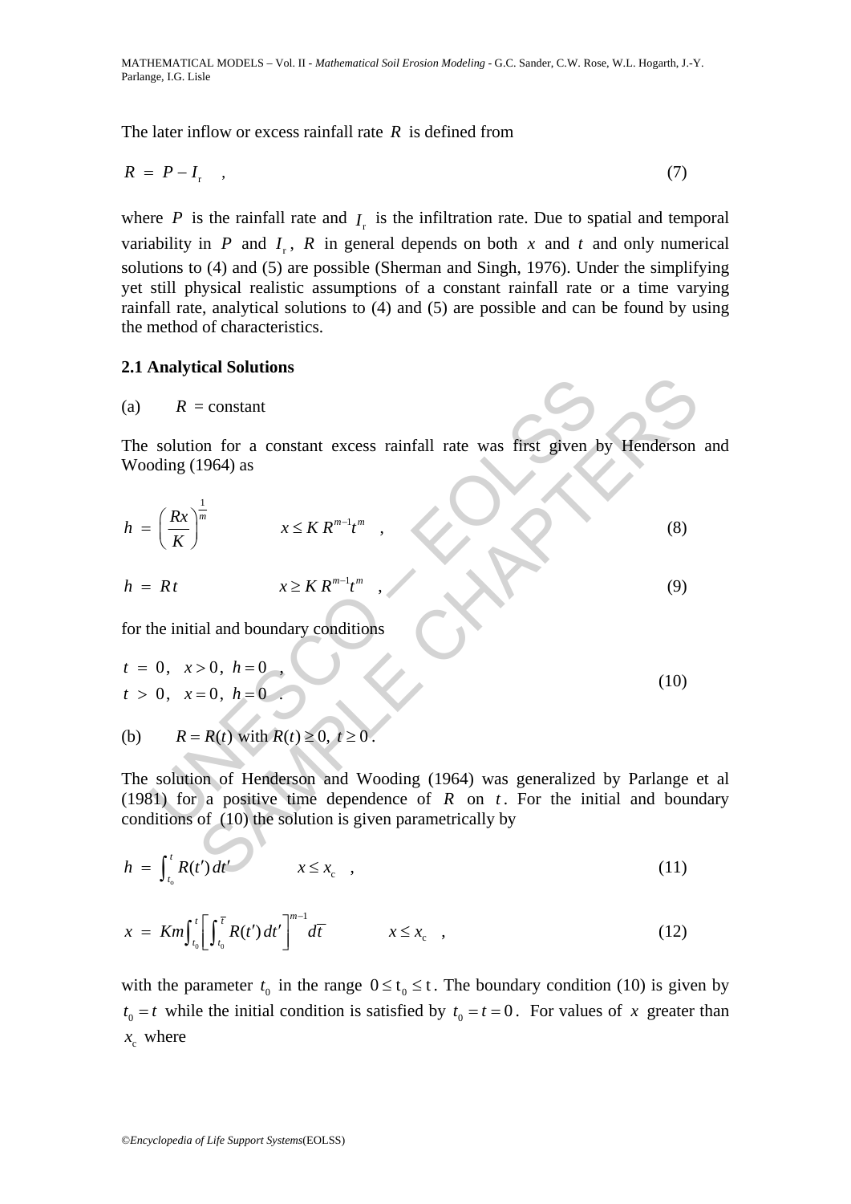The later inflow or excess rainfall rate $R$ is defined from

$$R = P - I_{\mathrm{r}} \quad , \tag{7}$$

where $P$ is the rainfall rate and $I_{\mathrm{r}}$ is the infiltration rate. Due to spatial and temporal variability in $P$ and $I_{\mathrm{r}}$, $R$ in general depends on both $x$ and $t$ and only numerical solutions to (4) and (5) are possible (Sherman and Singh, 1976). Under the simplifying yet still physical realistic assumptions of a constant rainfall rate or a time varying rainfall rate, analytical solutions to (4) and (5) are possible and can be found by using the method of characteristics.

### 2.1 Analytical Solutions

(a) $R$ = constant

The solution for a constant excess rainfall rate was first given by Henderson and Wooding (1964) as

$$h = \left(\frac{Rx}{K}\right)^{\frac{1}{m}} \qquad x \le K\,R^{m-1}t^{m} \quad , \tag{8}$$

$$h = R\,t \qquad x \ge K\,R^{m-1}t^{m} \quad , \tag{9}$$

for the initial and boundary conditions

$$\begin{aligned} t &= 0, \quad x > 0, \ h = 0 \quad , \\ t &> 0, \quad x = 0, \ h = 0 \quad . \end{aligned} \tag{10}$$

(b) $R = R(t)$ with $R(t) \ge 0,\ t \ge 0$ .

The solution of Henderson and Wooding (1964) was generalized by Parlange et al (1981) for a positive time dependence of $R$ on $t$. For the initial and boundary conditions of (10) the solution is given parametrically by

$$h = \int_{t_0}^{t} R(t')\,dt' \qquad x \le x_{\mathrm{c}} \quad , \tag{11}$$

$$x = Km\int_{t_0}^{t}\left[\int_{t_0}^{\bar{t}} R(t')\,dt'\right]^{m-1} d\bar{t} \qquad x \le x_{\mathrm{c}} \quad , \tag{12}$$

with the parameter $t_0$ in the range $0 \le t_0 \le t$. The boundary condition (10) is given by $t_0 = t$ while the initial condition is satisfied by $t_0 = t = 0$. For values of $x$ greater than $x_{\mathrm{c}}$ where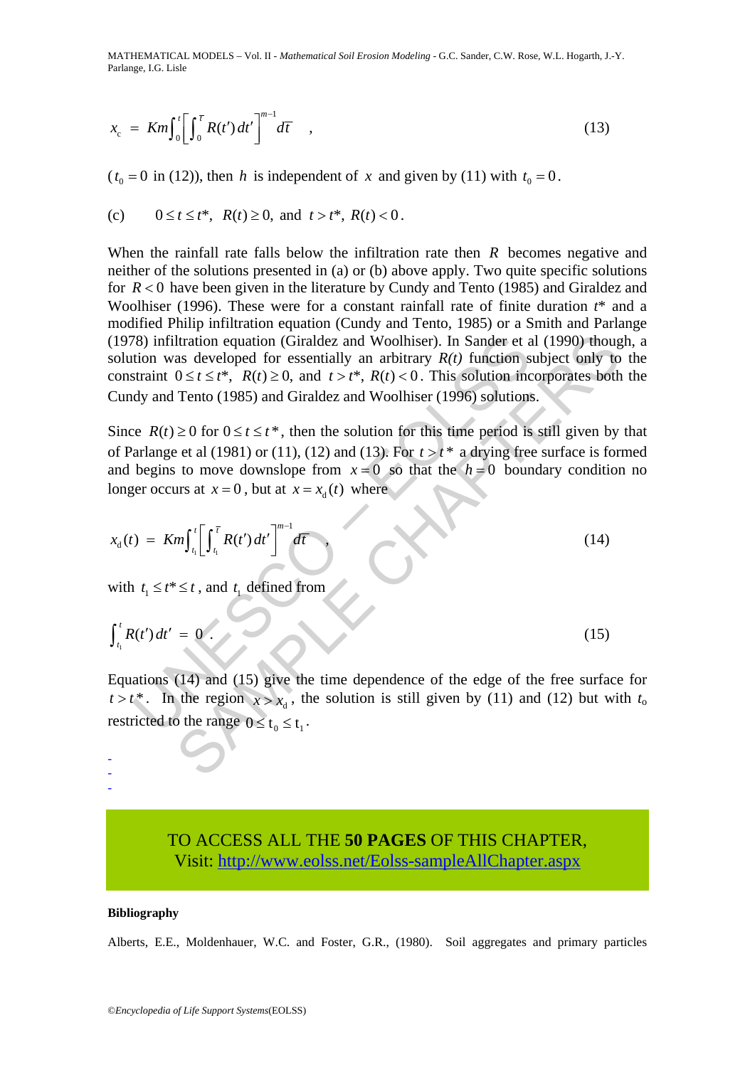$$x_c = Km\int_0^t \left[\int_0^{\overline{\tau}} R(t')\,dt'\right]^{m-1} d\overline{\tau} \quad , \tag{13}$$

($t_0 = 0$ in (12)), then $h$ is independent of $x$ and given by (11) with $t_0 = 0$.

(c) $\quad 0 \le t \le t^*,\; R(t) \ge 0,$ and $t > t^*,\; R(t) < 0$.

When the rainfall rate falls below the infiltration rate then $R$ becomes negative and neither of the solutions presented in (a) or (b) above apply. Two quite specific solutions for $R < 0$ have been given in the literature by Cundy and Tento (1985) and Giraldez and Woolhiser (1996). These were for a constant rainfall rate of finite duration $t^*$ and a modified Philip infiltration equation (Cundy and Tento, 1985) or a Smith and Parlange (1978) infiltration equation (Giraldez and Woolhiser). In Sander et al (1990) though, a solution was developed for essentially an arbitrary *R(t)* function subject only to the constraint $0 \le t \le t^*,\; R(t) \ge 0,$ and $t > t^*,\; R(t) < 0$. This solution incorporates both the Cundy and Tento (1985) and Giraldez and Woolhiser (1996) solutions.

Since $R(t) \ge 0$ for $0 \le t \le t^*$, then the solution for this time period is still given by that of Parlange et al (1981) or (11), (12) and (13). For $t > t^*$ a drying free surface is formed and begins to move downslope from $x = 0$ so that the $h = 0$ boundary condition no longer occurs at $x = 0$, but at $x = x_d(t)$ where

$$x_d(t) = Km\int_{t_1}^t \left[\int_{t_1}^{\overline{\tau}} R(t')\,dt'\right]^{m-1} d\overline{\tau} \quad , \tag{14}$$

with $t_1 \le t^* \le t$, and $t_1$ defined from

$$\int_{t_1}^t R(t')\,dt' = 0 \; . \tag{15}$$

Equations (14) and (15) give the time dependence of the edge of the free surface for $t > t^*$. In the region $x > x_d$, the solution is still given by (11) and (12) but with $t_0$ restricted to the range $0 \le t_0 \le t_1$.

-
-
-

TO ACCESS ALL THE **50 PAGES** OF THIS CHAPTER,
Visit: http://www.eolss.net/Eolss-sampleAllChapter.aspx

**Bibliography**

Alberts, E.E., Moldenhauer, W.C. and Foster, G.R., (1980). Soil aggregates and primary particles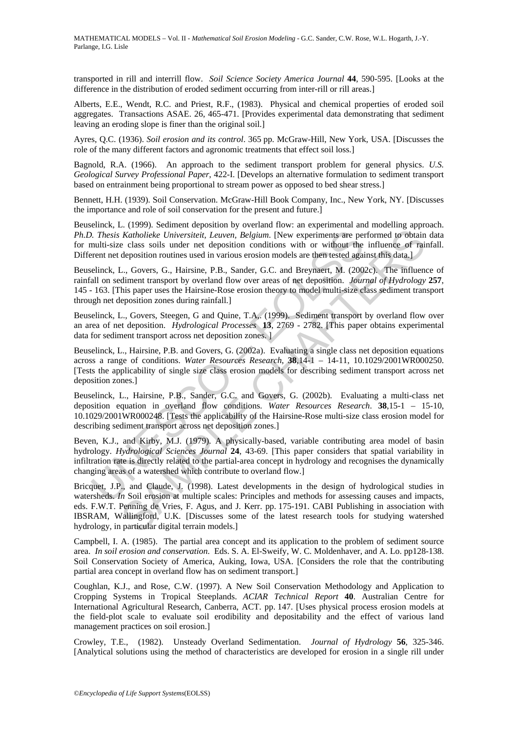transported in rill and interrill flow. *Soil Science Society America Journal* **44**, 590-595. [Looks at the difference in the distribution of eroded sediment occurring from inter-rill or rill areas.]

Alberts, E.E., Wendt, R.C. and Priest, R.F., (1983). Physical and chemical properties of eroded soil aggregates. Transactions ASAE. 26, 465-471. [Provides experimental data demonstrating that sediment leaving an eroding slope is finer than the original soil.]

Ayres, Q.C. (1936). *Soil erosion and its control*. 365 pp. McGraw-Hill, New York, USA. [Discusses the role of the many different factors and agronomic treatments that effect soil loss.]

Bagnold, R.A. (1966). An approach to the sediment transport problem for general physics. *U.S. Geological Survey Professional Paper*, 422-I. [Develops an alternative formulation to sediment transport based on entrainment being proportional to stream power as opposed to bed shear stress.]

Bennett, H.H. (1939). Soil Conservation. McGraw-Hill Book Company, Inc., New York, NY. [Discusses the importance and role of soil conservation for the present and future.]

Beuselinck, L. (1999). Sediment deposition by overland flow: an experimental and modelling approach. *Ph.D. Thesis Katholieke Universiteit, Leuven, Belgium.* [New experiments are performed to obtain data for multi-size class soils under net deposition conditions with or without the influence of rainfall. Different net deposition routines used in various erosion models are then tested against this data.]

Beuselinck, L., Govers, G., Hairsine, P.B., Sander, G.C. and Breynaert, M. (2002c). The influence of rainfall on sediment transport by overland flow over areas of net deposition. *Journal of Hydrology* **257**, 145 - 163. [This paper uses the Hairsine-Rose erosion theory to model multi-size class sediment transport through net deposition zones during rainfall.]

Beuselinck, L., Govers, Steegen, G and Quine, T.A,. (1999). Sediment transport by overland flow over an area of net deposition. *Hydrological Processes* **13**, 2769 - 2782. [This paper obtains experimental data for sediment transport across net deposition zones. ]

Beuselinck, L., Hairsine, P.B. and Govers, G. (2002a). Evaluating a single class net deposition equations across a range of conditions. *Water Resources Research*, **38**,14-1 – 14-11, 10.1029/2001WR000250. [Tests the applicability of single size class erosion models for describing sediment transport across net deposition zones.]

Beuselinck, L., Hairsine, P.B., Sander, G.C. and Govers, G. (2002b). Evaluating a multi-class net deposition equation in overland flow conditions. *Water Resources Research*. **38**,15-1 – 15-10, 10.1029/2001WR000248. [Tests the applicability of the Hairsine-Rose multi-size class erosion model for describing sediment transport across net deposition zones.]

Beven, K.J., and Kirby, M.J. (1979). A physically-based, variable contributing area model of basin hydrology. *Hydrological Sciences Journal* **24**, 43-69. [This paper considers that spatial variability in infiltration rate is directly related to the partial-area concept in hydrology and recognises the dynamically changing areas of a watershed which contribute to overland flow.]

Bricquet, J.P., and Claude, J. (1998). Latest developments in the design of hydrological studies in watersheds. *In* Soil erosion at multiple scales: Principles and methods for assessing causes and impacts, eds. F.W.T. Penning de Vries, F. Agus, and J. Kerr. pp. 175-191. CABI Publishing in association with IBSRAM, Wallingford, U.K. [Discusses some of the latest research tools for studying watershed hydrology, in particular digital terrain models.]

Campbell, I. A. (1985). The partial area concept and its application to the problem of sediment source area. *In soil erosion and conservation.* Eds. S. A. El-Sweify, W. C. Moldenhaver, and A. Lo. pp128-138. Soil Conservation Society of America, Auking, Iowa, USA. [Considers the role that the contributing partial area concept in overland flow has on sediment transport.]

Coughlan, K.J., and Rose, C.W. (1997). A New Soil Conservation Methodology and Application to Cropping Systems in Tropical Steeplands. *ACIAR Technical Report* **40**. Australian Centre for International Agricultural Research, Canberra, ACT. pp. 147. [Uses physical process erosion models at the field-plot scale to evaluate soil erodibility and depositability and the effect of various land management practices on soil erosion.]

Crowley, T.E., (1982). Unsteady Overland Sedimentation. *Journal of Hydrology* **56**, 325-346. [Analytical solutions using the method of characteristics are developed for erosion in a single rill under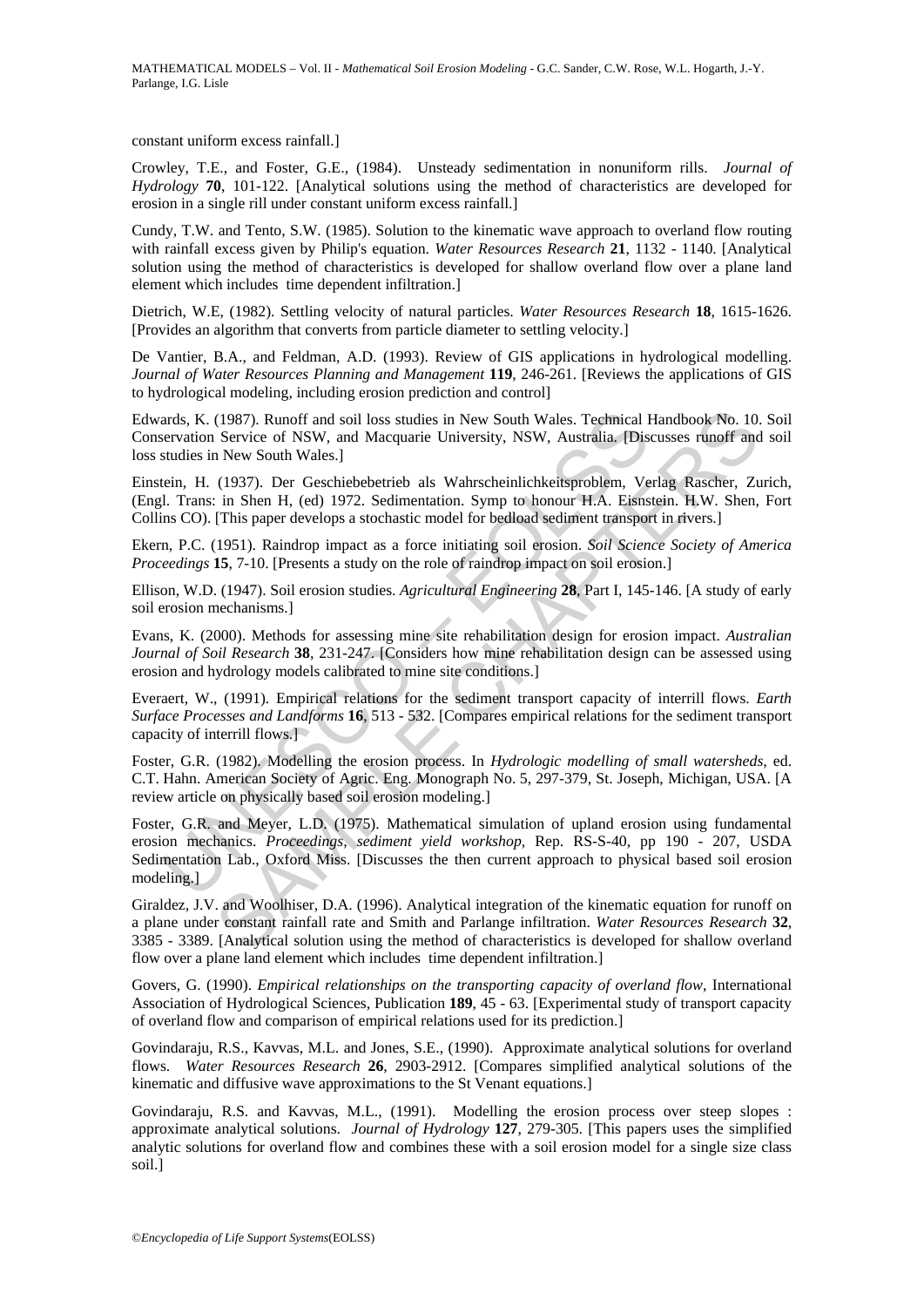constant uniform excess rainfall.]

Crowley, T.E., and Foster, G.E., (1984). Unsteady sedimentation in nonuniform rills. *Journal of Hydrology* **70**, 101-122. [Analytical solutions using the method of characteristics are developed for erosion in a single rill under constant uniform excess rainfall.]

Cundy, T.W. and Tento, S.W. (1985). Solution to the kinematic wave approach to overland flow routing with rainfall excess given by Philip's equation. *Water Resources Research* **21**, 1132 - 1140. [Analytical solution using the method of characteristics is developed for shallow overland flow over a plane land element which includes time dependent infiltration.]

Dietrich, W.E, (1982). Settling velocity of natural particles. *Water Resources Research* **18**, 1615-1626. [Provides an algorithm that converts from particle diameter to settling velocity.]

De Vantier, B.A., and Feldman, A.D. (1993). Review of GIS applications in hydrological modelling. *Journal of Water Resources Planning and Management* **119**, 246-261. [Reviews the applications of GIS to hydrological modeling, including erosion prediction and control]

Edwards, K. (1987). Runoff and soil loss studies in New South Wales. Technical Handbook No. 10. Soil Conservation Service of NSW, and Macquarie University, NSW, Australia. [Discusses runoff and soil loss studies in New South Wales.]

Einstein, H. (1937). Der Geschiebebetrieb als Wahrscheinlichkeitsproblem, Verlag Rascher, Zurich, (Engl. Trans: in Shen H, (ed) 1972. Sedimentation. Symp to honour H.A. Eisnstein. H.W. Shen, Fort Collins CO). [This paper develops a stochastic model for bedload sediment transport in rivers.]

Ekern, P.C. (1951). Raindrop impact as a force initiating soil erosion. *Soil Science Society of America Proceedings* **15**, 7-10. [Presents a study on the role of raindrop impact on soil erosion.]

Ellison, W.D. (1947). Soil erosion studies. *Agricultural Engineering* **28**, Part I, 145-146. [A study of early soil erosion mechanisms.]

Evans, K. (2000). Methods for assessing mine site rehabilitation design for erosion impact. *Australian Journal of Soil Research* **38**, 231-247. [Considers how mine rehabilitation design can be assessed using erosion and hydrology models calibrated to mine site conditions.]

Everaert, W., (1991). Empirical relations for the sediment transport capacity of interrill flows. *Earth Surface Processes and Landforms* **16**, 513 - 532. [Compares empirical relations for the sediment transport capacity of interrill flows.]

Foster, G.R. (1982). Modelling the erosion process. In *Hydrologic modelling of small watersheds*, ed. C.T. Hahn. American Society of Agric. Eng. Monograph No. 5, 297-379, St. Joseph, Michigan, USA. [A review article on physically based soil erosion modeling.]

Foster, G.R. and Meyer, L.D. (1975). Mathematical simulation of upland erosion using fundamental erosion mechanics. *Proceedings, sediment yield workshop,* Rep. RS-S-40, pp 190 - 207, USDA Sedimentation Lab., Oxford Miss. [Discusses the then current approach to physical based soil erosion modeling.]

Giraldez, J.V. and Woolhiser, D.A. (1996). Analytical integration of the kinematic equation for runoff on a plane under constant rainfall rate and Smith and Parlange infiltration. *Water Resources Research* **32**, 3385 - 3389. [Analytical solution using the method of characteristics is developed for shallow overland flow over a plane land element which includes time dependent infiltration.]

Govers, G. (1990). *Empirical relationships on the transporting capacity of overland flow*, International Association of Hydrological Sciences, Publication **189**, 45 - 63. [Experimental study of transport capacity of overland flow and comparison of empirical relations used for its prediction.]

Govindaraju, R.S., Kavvas, M.L. and Jones, S.E., (1990). Approximate analytical solutions for overland flows. *Water Resources Research* **26**, 2903-2912. [Compares simplified analytical solutions of the kinematic and diffusive wave approximations to the St Venant equations.]

Govindaraju, R.S. and Kavvas, M.L., (1991). Modelling the erosion process over steep slopes : approximate analytical solutions. *Journal of Hydrology* **127**, 279-305. [This papers uses the simplified analytic solutions for overland flow and combines these with a soil erosion model for a single size class soil.]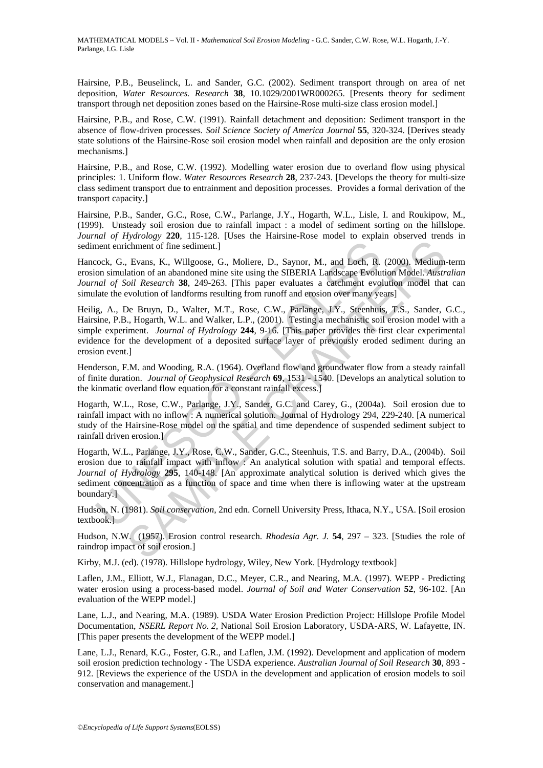Hairsine, P.B., Beuselinck, L. and Sander, G.C. (2002). Sediment transport through on area of net deposition, *Water Resources. Research* **38**, 10.1029/2001WR000265. [Presents theory for sediment transport through net deposition zones based on the Hairsine-Rose multi-size class erosion model.]

Hairsine, P.B., and Rose, C.W. (1991). Rainfall detachment and deposition: Sediment transport in the absence of flow-driven processes. *Soil Science Society of America Journal* **55**, 320-324. [Derives steady state solutions of the Hairsine-Rose soil erosion model when rainfall and deposition are the only erosion mechanisms.]

Hairsine, P.B., and Rose, C.W. (1992). Modelling water erosion due to overland flow using physical principles: 1. Uniform flow. *Water Resources Research* **28**, 237-243. [Develops the theory for multi-size class sediment transport due to entrainment and deposition processes. Provides a formal derivation of the transport capacity.]

Hairsine, P.B., Sander, G.C., Rose, C.W., Parlange, J.Y., Hogarth, W.L., Lisle, I. and Roukipow, M., (1999). Unsteady soil erosion due to rainfall impact : a model of sediment sorting on the hillslope. *Journal of Hydrology* **220**, 115-128. [Uses the Hairsine-Rose model to explain observed trends in sediment enrichment of fine sediment.]

Hancock, G., Evans, K., Willgoose, G., Moliere, D., Saynor, M., and Loch, R. (2000). Medium-term erosion simulation of an abandoned mine site using the SIBERIA Landscape Evolution Model. *Australian Journal of Soil Research* **38**, 249-263. [This paper evaluates a catchment evolution model that can simulate the evolution of landforms resulting from runoff and erosion over many years]

Heilig, A., De Bruyn, D., Walter, M.T., Rose, C.W., Parlange, J.Y., Steenhuis, T.S., Sander, G.C., Hairsine, P.B., Hogarth, W.L. and Walker, L.P., (2001). Testing a mechanistic soil erosion model with a simple experiment. *Journal of Hydrology* **244**, 9-16. [This paper provides the first clear experimental evidence for the development of a deposited surface layer of previously eroded sediment during an erosion event.]

Henderson, F.M. and Wooding, R.A. (1964). Overland flow and groundwater flow from a steady rainfall of finite duration. *Journal of Geophysical Research* **69**, 1531 - 1540. [Develops an analytical solution to the kinmatic overland flow equation for a constant rainfall excess.]

Hogarth, W.L., Rose, C.W., Parlange, J.Y., Sander, G.C. and Carey, G., (2004a). Soil erosion due to rainfall impact with no inflow : A numerical solution. Journal of Hydrology 294, 229-240. [A numerical study of the Hairsine-Rose model on the spatial and time dependence of suspended sediment subject to rainfall driven erosion.]

Hogarth, W.L., Parlange, J.Y., Rose, C.W., Sander, G.C., Steenhuis, T.S. and Barry, D.A., (2004b). Soil erosion due to rainfall impact with inflow : An analytical solution with spatial and temporal effects. *Journal of Hydrology* **295**, 140-148. [An approximate analytical solution is derived which gives the sediment concentration as a function of space and time when there is inflowing water at the upstream boundary.]

Hudson, N. (1981). *Soil conservation*, 2nd edn. Cornell University Press, Ithaca, N.Y., USA. [Soil erosion textbook.]

Hudson, N.W. (1957). Erosion control research. *Rhodesia Agr. J.* **54**, 297 – 323. [Studies the role of raindrop impact of soil erosion.]

Kirby, M.J. (ed). (1978). Hillslope hydrology, Wiley, New York. [Hydrology textbook]

Laflen, J.M., Elliott, W.J., Flanagan, D.C., Meyer, C.R., and Nearing, M.A. (1997). WEPP - Predicting water erosion using a process-based model. *Journal of Soil and Water Conservation* **52**, 96-102. [An evaluation of the WEPP model.]

Lane, L.J., and Nearing, M.A. (1989). USDA Water Erosion Prediction Project: Hillslope Profile Model Documentation, *NSERL Report No. 2*, National Soil Erosion Laboratory, USDA-ARS, W. Lafayette, IN. [This paper presents the development of the WEPP model.]

Lane, L.J., Renard, K.G., Foster, G.R., and Laflen, J.M. (1992). Development and application of modern soil erosion prediction technology - The USDA experience. *Australian Journal of Soil Research* **30**, 893 - 912. [Reviews the experience of the USDA in the development and application of erosion models to soil conservation and management.]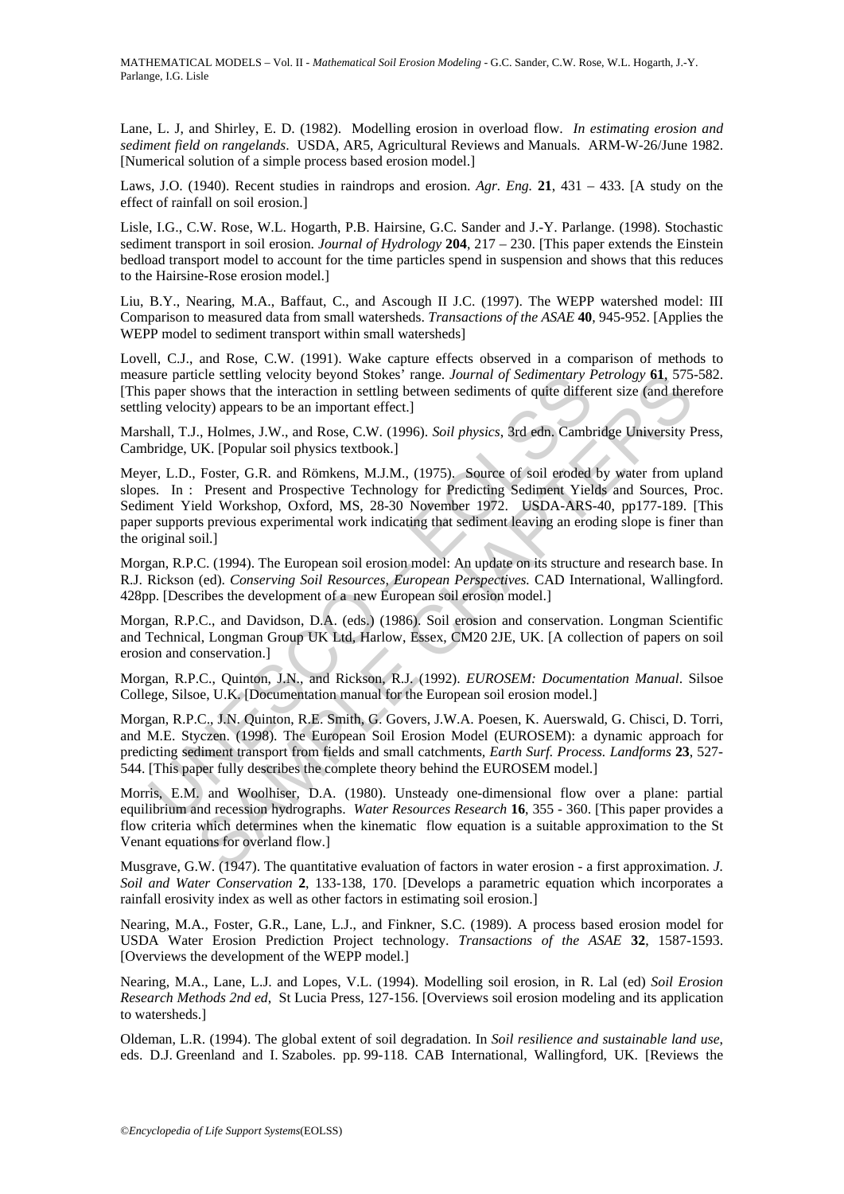Lane, L. J, and Shirley, E. D. (1982). Modelling erosion in overload flow. *In estimating erosion and sediment field on rangelands*. USDA, AR5, Agricultural Reviews and Manuals. ARM-W-26/June 1982. [Numerical solution of a simple process based erosion model.]

Laws, J.O. (1940). Recent studies in raindrops and erosion. *Agr. Eng.* **21**, 431 – 433. [A study on the effect of rainfall on soil erosion.]

Lisle, I.G., C.W. Rose, W.L. Hogarth, P.B. Hairsine, G.C. Sander and J.-Y. Parlange. (1998). Stochastic sediment transport in soil erosion. *Journal of Hydrology* **204**, 217 – 230. [This paper extends the Einstein bedload transport model to account for the time particles spend in suspension and shows that this reduces to the Hairsine-Rose erosion model.]

Liu, B.Y., Nearing, M.A., Baffaut, C., and Ascough II J.C. (1997). The WEPP watershed model: III Comparison to measured data from small watersheds. *Transactions of the ASAE* **40**, 945-952. [Applies the WEPP model to sediment transport within small watersheds]

Lovell, C.J., and Rose, C.W. (1991). Wake capture effects observed in a comparison of methods to measure particle settling velocity beyond Stokes' range. *Journal of Sedimentary Petrology* **61**, 575-582. [This paper shows that the interaction in settling between sediments of quite different size (and therefore settling velocity) appears to be an important effect.]

Marshall, T.J., Holmes, J.W., and Rose, C.W. (1996). *Soil physics*, 3rd edn. Cambridge University Press, Cambridge, UK. [Popular soil physics textbook.]

Meyer, L.D., Foster, G.R. and Römkens, M.J.M., (1975). Source of soil eroded by water from upland slopes. In : Present and Prospective Technology for Predicting Sediment Yields and Sources, Proc. Sediment Yield Workshop, Oxford, MS, 28-30 November 1972. USDA-ARS-40, pp177-189. [This paper supports previous experimental work indicating that sediment leaving an eroding slope is finer than the original soil.]

Morgan, R.P.C. (1994). The European soil erosion model: An update on its structure and research base. In R.J. Rickson (ed). *Conserving Soil Resources, European Perspectives.* CAD International, Wallingford. 428pp. [Describes the development of a new European soil erosion model.]

Morgan, R.P.C., and Davidson, D.A. (eds.) (1986). Soil erosion and conservation. Longman Scientific and Technical, Longman Group UK Ltd, Harlow, Essex, CM20 2JE, UK. [A collection of papers on soil erosion and conservation.]

Morgan, R.P.C., Quinton, J.N., and Rickson, R.J. (1992). *EUROSEM: Documentation Manual*. Silsoe College, Silsoe, U.K. [Documentation manual for the European soil erosion model.]

Morgan, R.P.C., J.N. Quinton, R.E. Smith, G. Govers, J.W.A. Poesen, K. Auerswald, G. Chisci, D. Torri, and M.E. Styczen. (1998). The European Soil Erosion Model (EUROSEM): a dynamic approach for predicting sediment transport from fields and small catchments, *Earth Surf. Process. Landforms* **23**, 527-544. [This paper fully describes the complete theory behind the EUROSEM model.]

Morris, E.M. and Woolhiser, D.A. (1980). Unsteady one-dimensional flow over a plane: partial equilibrium and recession hydrographs. *Water Resources Research* **16**, 355 - 360. [This paper provides a flow criteria which determines when the kinematic flow equation is a suitable approximation to the St Venant equations for overland flow.]

Musgrave, G.W. (1947). The quantitative evaluation of factors in water erosion - a first approximation. *J. Soil and Water Conservation* **2**, 133-138, 170. [Develops a parametric equation which incorporates a rainfall erosivity index as well as other factors in estimating soil erosion.]

Nearing, M.A., Foster, G.R., Lane, L.J., and Finkner, S.C. (1989). A process based erosion model for USDA Water Erosion Prediction Project technology. *Transactions of the ASAE* **32**, 1587-1593. [Overviews the development of the WEPP model.]

Nearing, M.A., Lane, L.J. and Lopes, V.L. (1994). Modelling soil erosion, in R. Lal (ed) *Soil Erosion Research Methods 2nd ed,* St Lucia Press, 127-156. [Overviews soil erosion modeling and its application to watersheds.]

Oldeman, L.R. (1994). The global extent of soil degradation. In *Soil resilience and sustainable land use*, eds. D.J. Greenland and I. Szaboles. pp. 99-118. CAB International, Wallingford, UK. [Reviews the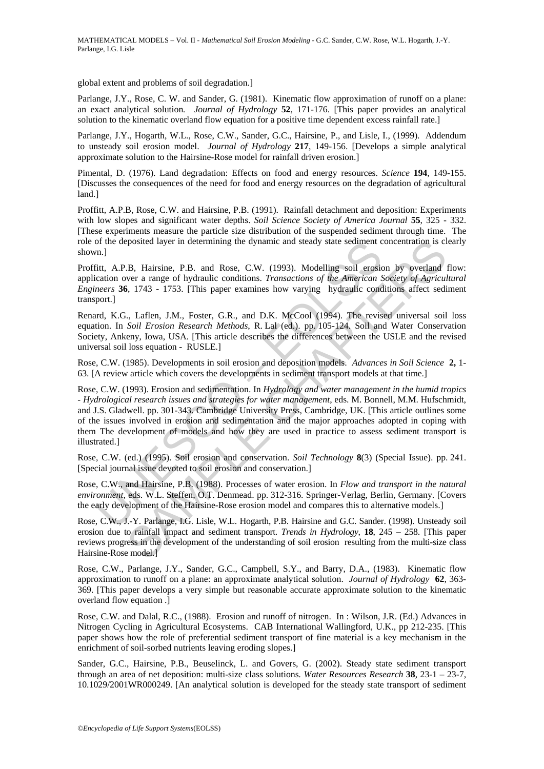global extent and problems of soil degradation.]

Parlange, J.Y., Rose, C. W. and Sander, G. (1981). Kinematic flow approximation of runoff on a plane: an exact analytical solution. *Journal of Hydrology* **52**, 171-176. [This paper provides an analytical solution to the kinematic overland flow equation for a positive time dependent excess rainfall rate.]

Parlange, J.Y., Hogarth, W.L., Rose, C.W., Sander, G.C., Hairsine, P., and Lisle, I., (1999). Addendum to unsteady soil erosion model. *Journal of Hydrology* **217**, 149-156. [Develops a simple analytical approximate solution to the Hairsine-Rose model for rainfall driven erosion.]

Pimental, D. (1976). Land degradation: Effects on food and energy resources. *Science* **194**, 149-155. [Discusses the consequences of the need for food and energy resources on the degradation of agricultural land.]

Proffitt, A.P.B, Rose, C.W. and Hairsine, P.B. (1991). Rainfall detachment and deposition: Experiments with low slopes and significant water depths. *Soil Science Society of America Journal* **55**, 325 - 332. [These experiments measure the particle size distribution of the suspended sediment through time. The role of the deposited layer in determining the dynamic and steady state sediment concentration is clearly shown.]

Proffitt, A.P.B, Hairsine, P.B. and Rose, C.W. (1993). Modelling soil erosion by overland flow: application over a range of hydraulic conditions. *Transactions of the American Society of Agricultural Engineers* **36**, 1743 - 1753. [This paper examines how varying hydraulic conditions affect sediment transport.]

Renard, K.G., Laflen, J.M., Foster, G.R., and D.K. McCool (1994). The revised universal soil loss equation. In *Soil Erosion Research Methods*, R. Lal (ed.). pp. 105-124. Soil and Water Conservation Society, Ankeny, Iowa, USA. [This article describes the differences between the USLE and the revised universal soil loss equation - RUSLE.]

Rose, C.W. (1985). Developments in soil erosion and deposition models. *Advances in Soil Science* **2,** 1-63. [A review article which covers the developments in sediment transport models at that time.]

Rose, C.W. (1993). Erosion and sedimentation. In *Hydrology and water management in the humid tropics - Hydrological research issues and strategies for water management*, eds. M. Bonnell, M.M. Hufschmidt, and J.S. Gladwell. pp. 301-343. Cambridge University Press, Cambridge, UK. [This article outlines some of the issues involved in erosion and sedimentation and the major approaches adopted in coping with them The development of models and how they are used in practice to assess sediment transport is illustrated.]

Rose, C.W. (ed.) (1995). Soil erosion and conservation. *Soil Technology* **8**(3) (Special Issue). pp. 241. [Special journal issue devoted to soil erosion and conservation.]

Rose, C.W., and Hairsine, P.B. (1988). Processes of water erosion. In *Flow and transport in the natural environment*, eds. W.L. Steffen, O.T. Denmead. pp. 312-316. Springer-Verlag, Berlin, Germany. [Covers the early development of the Hairsine-Rose erosion model and compares this to alternative models.]

Rose, C.W., J.-Y. Parlange, I.G. Lisle, W.L. Hogarth, P.B. Hairsine and G.C. Sander. (1998). Unsteady soil erosion due to rainfall impact and sediment transport. *Trends in Hydrology*, **18**, 245 – 258. [This paper reviews progress in the development of the understanding of soil erosion resulting from the multi-size class Hairsine-Rose model.]

Rose, C.W., Parlange, J.Y., Sander, G.C., Campbell, S.Y., and Barry, D.A., (1983). Kinematic flow approximation to runoff on a plane: an approximate analytical solution. *Journal of Hydrology* **62**, 363-369. [This paper develops a very simple but reasonable accurate approximate solution to the kinematic overland flow equation .]

Rose, C.W. and Dalal, R.C., (1988). Erosion and runoff of nitrogen. In : Wilson, J.R. (Ed.) Advances in Nitrogen Cycling in Agricultural Ecosystems. CAB International Wallingford, U.K., pp 212-235. [This paper shows how the role of preferential sediment transport of fine material is a key mechanism in the enrichment of soil-sorbed nutrients leaving eroding slopes.]

Sander, G.C., Hairsine, P.B., Beuselinck, L. and Govers, G. (2002). Steady state sediment transport through an area of net deposition: multi-size class solutions. *Water Resources Research* **38**, 23-1 – 23-7, 10.1029/2001WR000249. [An analytical solution is developed for the steady state transport of sediment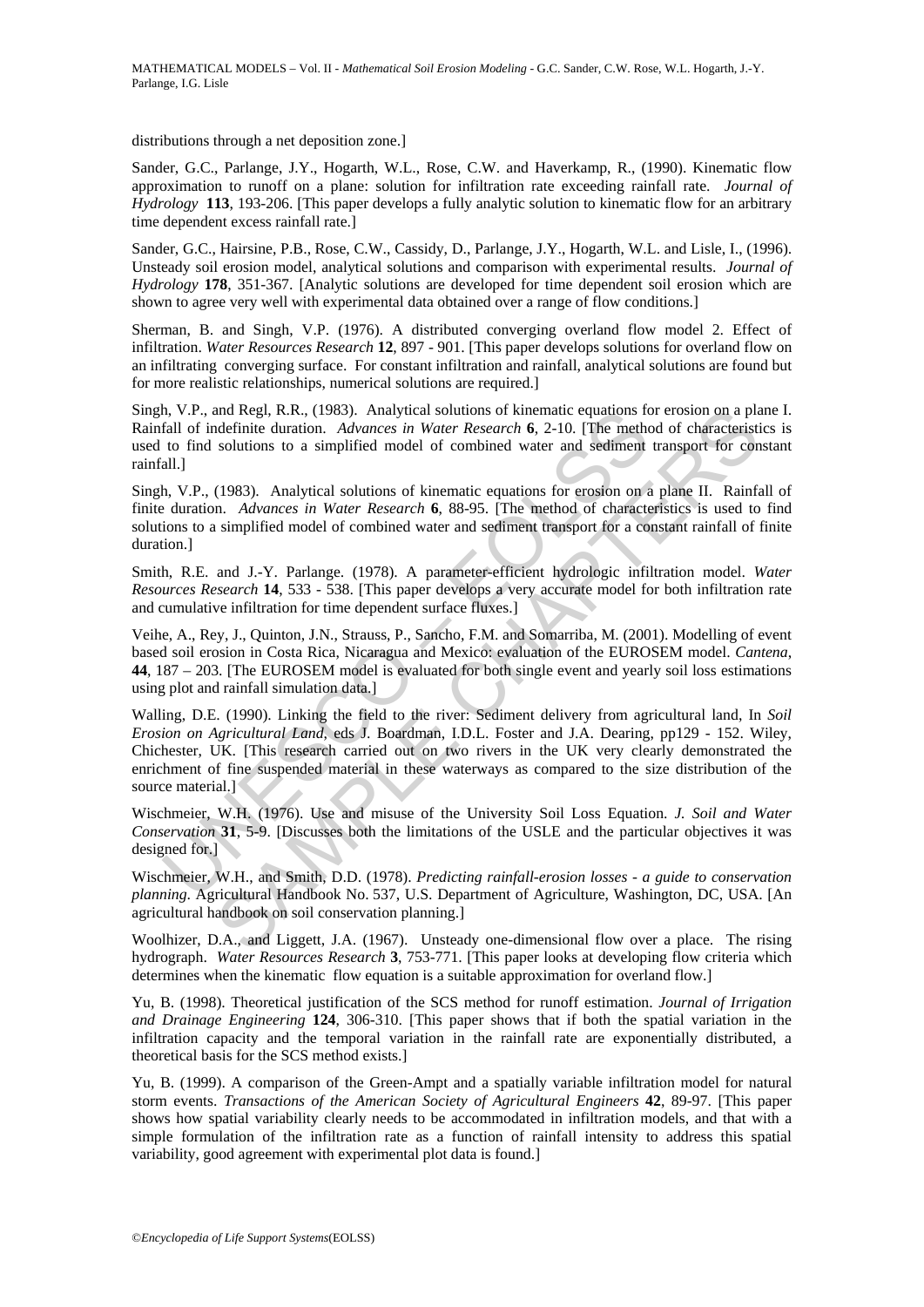distributions through a net deposition zone.]

Sander, G.C., Parlange, J.Y., Hogarth, W.L., Rose, C.W. and Haverkamp, R., (1990). Kinematic flow approximation to runoff on a plane: solution for infiltration rate exceeding rainfall rate. *Journal of Hydrology* **113**, 193-206. [This paper develops a fully analytic solution to kinematic flow for an arbitrary time dependent excess rainfall rate.]

Sander, G.C., Hairsine, P.B., Rose, C.W., Cassidy, D., Parlange, J.Y., Hogarth, W.L. and Lisle, I., (1996). Unsteady soil erosion model, analytical solutions and comparison with experimental results. *Journal of Hydrology* **178**, 351-367. [Analytic solutions are developed for time dependent soil erosion which are shown to agree very well with experimental data obtained over a range of flow conditions.]

Sherman, B. and Singh, V.P. (1976). A distributed converging overland flow model 2. Effect of infiltration. *Water Resources Research* **12**, 897 - 901. [This paper develops solutions for overland flow on an infiltrating converging surface. For constant infiltration and rainfall, analytical solutions are found but for more realistic relationships, numerical solutions are required.]

Singh, V.P., and Regl, R.R., (1983). Analytical solutions of kinematic equations for erosion on a plane I. Rainfall of indefinite duration. *Advances in Water Research* **6**, 2-10. [The method of characteristics is used to find solutions to a simplified model of combined water and sediment transport for constant rainfall.]

Singh, V.P., (1983). Analytical solutions of kinematic equations for erosion on a plane II. Rainfall of finite duration. *Advances in Water Research* **6**, 88-95. [The method of characteristics is used to find solutions to a simplified model of combined water and sediment transport for a constant rainfall of finite duration.]

Smith, R.E. and J.-Y. Parlange. (1978). A parameter-efficient hydrologic infiltration model. *Water Resources Research* **14**, 533 - 538. [This paper develops a very accurate model for both infiltration rate and cumulative infiltration for time dependent surface fluxes.]

Veihe, A., Rey, J., Quinton, J.N., Strauss, P., Sancho, F.M. and Somarriba, M. (2001). Modelling of event based soil erosion in Costa Rica, Nicaragua and Mexico: evaluation of the EUROSEM model. *Cantena*, **44**, 187 – 203. [The EUROSEM model is evaluated for both single event and yearly soil loss estimations using plot and rainfall simulation data.]

Walling, D.E. (1990). Linking the field to the river: Sediment delivery from agricultural land, In *Soil Erosion on Agricultural Land*, eds J. Boardman, I.D.L. Foster and J.A. Dearing, pp129 - 152. Wiley, Chichester, UK. [This research carried out on two rivers in the UK very clearly demonstrated the enrichment of fine suspended material in these waterways as compared to the size distribution of the source material.]

Wischmeier, W.H. (1976). Use and misuse of the University Soil Loss Equation. *J. Soil and Water Conservation* **31**, 5-9. [Discusses both the limitations of the USLE and the particular objectives it was designed for.]

Wischmeier, W.H., and Smith, D.D. (1978). *Predicting rainfall-erosion losses - a guide to conservation planning*. Agricultural Handbook No. 537, U.S. Department of Agriculture, Washington, DC, USA. [An agricultural handbook on soil conservation planning.]

Woolhizer, D.A., and Liggett, J.A. (1967). Unsteady one-dimensional flow over a place. The rising hydrograph. *Water Resources Research* **3**, 753-771. [This paper looks at developing flow criteria which determines when the kinematic flow equation is a suitable approximation for overland flow.]

Yu, B. (1998). Theoretical justification of the SCS method for runoff estimation. *Journal of Irrigation and Drainage Engineering* **124**, 306-310. [This paper shows that if both the spatial variation in the infiltration capacity and the temporal variation in the rainfall rate are exponentially distributed, a theoretical basis for the SCS method exists.]

Yu, B. (1999). A comparison of the Green-Ampt and a spatially variable infiltration model for natural storm events. *Transactions of the American Society of Agricultural Engineers* **42**, 89-97. [This paper shows how spatial variability clearly needs to be accommodated in infiltration models, and that with a simple formulation of the infiltration rate as a function of rainfall intensity to address this spatial variability, good agreement with experimental plot data is found.]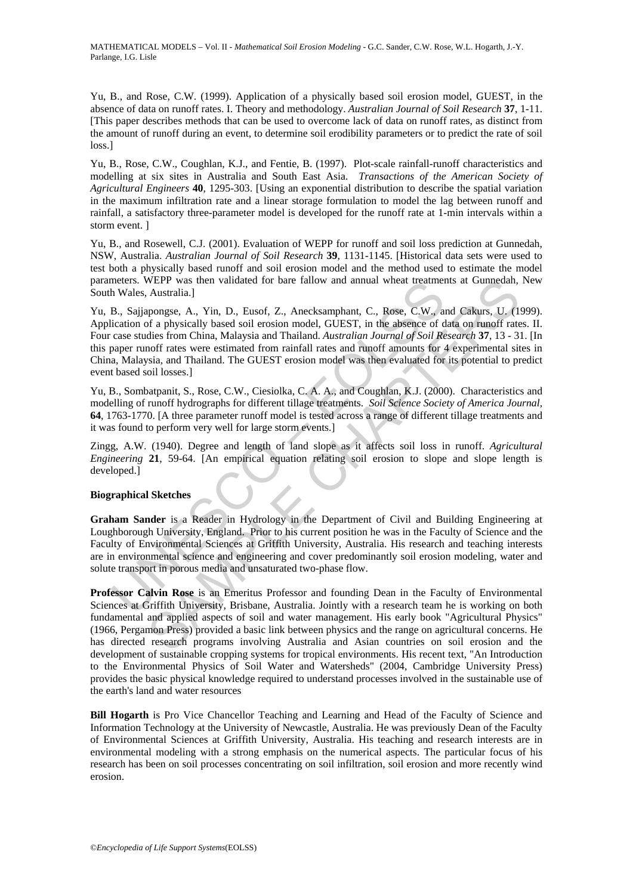Yu, B., and Rose, C.W. (1999). Application of a physically based soil erosion model, GUEST, in the absence of data on runoff rates. I. Theory and methodology. *Australian Journal of Soil Research* **37**, 1-11. [This paper describes methods that can be used to overcome lack of data on runoff rates, as distinct from the amount of runoff during an event, to determine soil erodibility parameters or to predict the rate of soil loss.]

Yu, B., Rose, C.W., Coughlan, K.J., and Fentie, B. (1997). Plot-scale rainfall-runoff characteristics and modelling at six sites in Australia and South East Asia. *Transactions of the American Society of Agricultural Engineers* **40**, 1295-303. [Using an exponential distribution to describe the spatial variation in the maximum infiltration rate and a linear storage formulation to model the lag between runoff and rainfall, a satisfactory three-parameter model is developed for the runoff rate at 1-min intervals within a storm event. ]

Yu, B., and Rosewell, C.J. (2001). Evaluation of WEPP for runoff and soil loss prediction at Gunnedah, NSW, Australia. *Australian Journal of Soil Research* **39**, 1131-1145. [Historical data sets were used to test both a physically based runoff and soil erosion model and the method used to estimate the model parameters. WEPP was then validated for bare fallow and annual wheat treatments at Gunnedah, New South Wales, Australia.]

Yu, B., Sajjapongse, A., Yin, D., Eusof, Z., Anecksamphant, C., Rose, C.W., and Cakurs, U. (1999). Application of a physically based soil erosion model, GUEST, in the absence of data on runoff rates. II. Four case studies from China, Malaysia and Thailand. *Australian Journal of Soil Research* **37**, 13 - 31. [In this paper runoff rates were estimated from rainfall rates and runoff amounts for 4 experimental sites in China, Malaysia, and Thailand. The GUEST erosion model was then evaluated for its potential to predict event based soil losses.]

Yu, B., Sombatpanit, S., Rose, C.W., Ciesiolka, C. A. A., and Coughlan, K.J. (2000). Characteristics and modelling of runoff hydrographs for different tillage treatments. *Soil Science Society of America Journal*, **64**, 1763-1770. [A three parameter runoff model is tested across a range of different tillage treatments and it was found to perform very well for large storm events.]

Zingg, A.W. (1940). Degree and length of land slope as it affects soil loss in runoff. *Agricultural Engineering* **21**, 59-64. [An empirical equation relating soil erosion to slope and slope length is developed.]

**Biographical Sketches**

**Graham Sander** is a Reader in Hydrology in the Department of Civil and Building Engineering at Loughborough University, England. Prior to his current position he was in the Faculty of Science and the Faculty of Environmental Sciences at Griffith University, Australia. His research and teaching interests are in environmental science and engineering and cover predominantly soil erosion modeling, water and solute transport in porous media and unsaturated two-phase flow.

**Professor Calvin Rose** is an Emeritus Professor and founding Dean in the Faculty of Environmental Sciences at Griffith University, Brisbane, Australia. Jointly with a research team he is working on both fundamental and applied aspects of soil and water management. His early book "Agricultural Physics" (1966, Pergamon Press) provided a basic link between physics and the range on agricultural concerns. He has directed research programs involving Australia and Asian countries on soil erosion and the development of sustainable cropping systems for tropical environments. His recent text, "An Introduction to the Environmental Physics of Soil Water and Watersheds" (2004, Cambridge University Press) provides the basic physical knowledge required to understand processes involved in the sustainable use of the earth's land and water resources

**Bill Hogarth** is Pro Vice Chancellor Teaching and Learning and Head of the Faculty of Science and Information Technology at the University of Newcastle, Australia. He was previously Dean of the Faculty of Environmental Sciences at Griffith University, Australia. His teaching and research interests are in environmental modeling with a strong emphasis on the numerical aspects. The particular focus of his research has been on soil processes concentrating on soil infiltration, soil erosion and more recently wind erosion.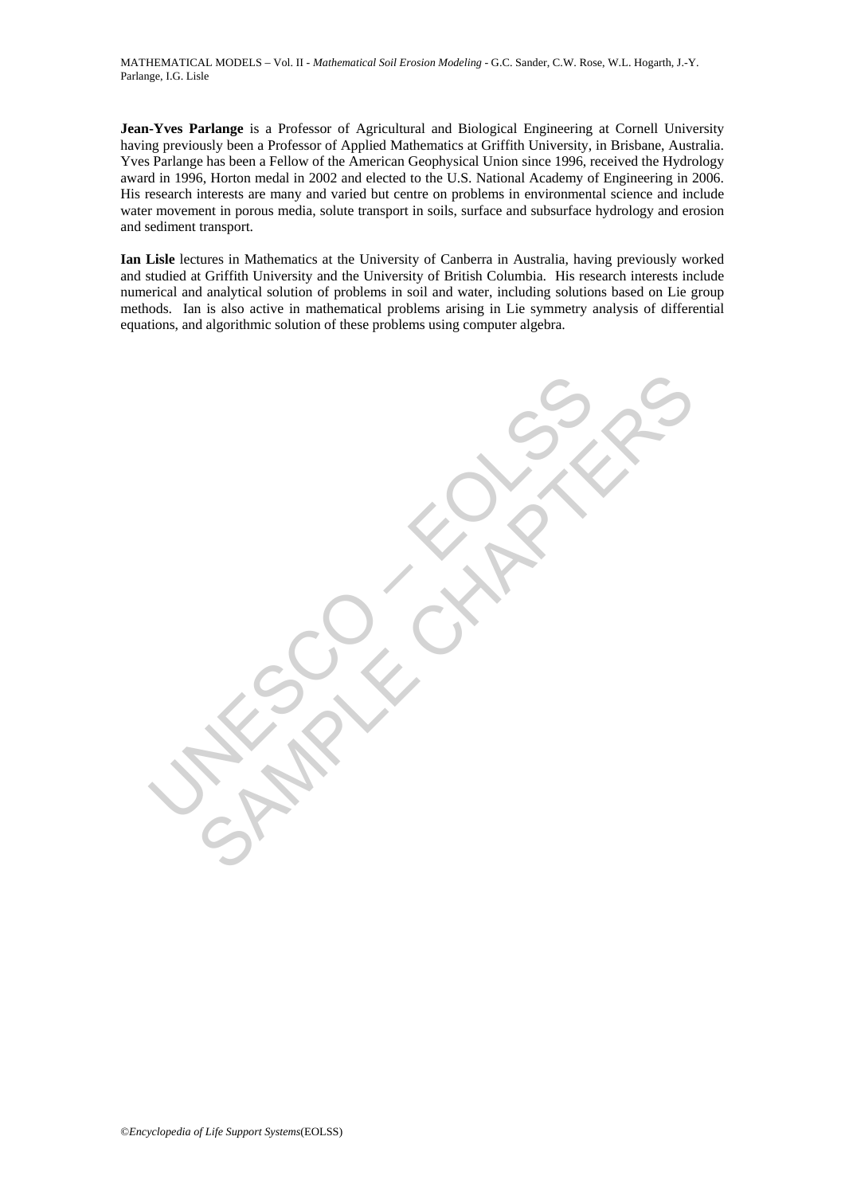**Jean-Yves Parlange** is a Professor of Agricultural and Biological Engineering at Cornell University having previously been a Professor of Applied Mathematics at Griffith University, in Brisbane, Australia. Yves Parlange has been a Fellow of the American Geophysical Union since 1996, received the Hydrology award in 1996, Horton medal in 2002 and elected to the U.S. National Academy of Engineering in 2006. His research interests are many and varied but centre on problems in environmental science and include water movement in porous media, solute transport in soils, surface and subsurface hydrology and erosion and sediment transport.

**Ian Lisle** lectures in Mathematics at the University of Canberra in Australia, having previously worked and studied at Griffith University and the University of British Columbia. His research interests include numerical and analytical solution of problems in soil and water, including solutions based on Lie group methods. Ian is also active in mathematical problems arising in Lie symmetry analysis of differential equations, and algorithmic solution of these problems using computer algebra.